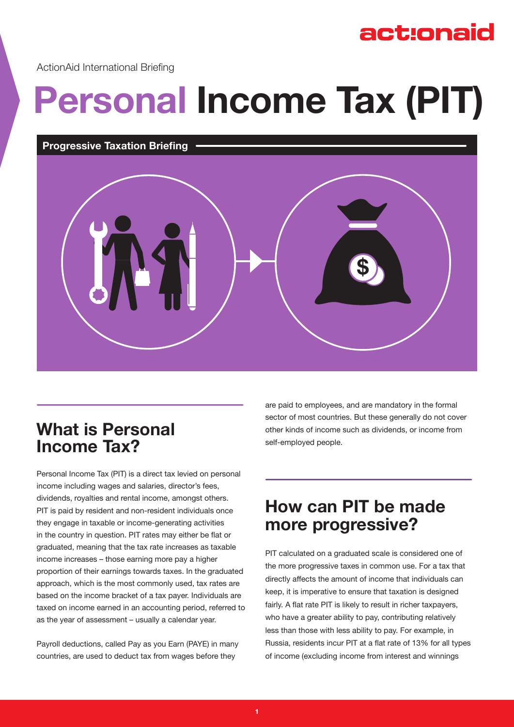ActionAid International Briefing

# Personal Income Tax (PIT)

**Progressive Taxation Briefing**

## What is Personal Income Tax?

Personal Income Tax (PIT) is a direct tax levied on personal income including wages and salaries, director's fees, dividends, royalties and rental income, amongst others. PIT is paid by resident and non-resident individuals once they engage in taxable or income-generating activities in the country in question. PIT rates may either be flat or graduated, meaning that the tax rate increases as taxable income increases – those earning more pay a higher proportion of their earnings towards taxes. In the graduated approach, which is the most commonly used, tax rates are based on the income bracket of a tax payer. Individuals are taxed on income earned in an accounting period, referred to as the year of assessment – usually a calendar year.

Payroll deductions, called Pay as you Earn (PAYE) in many countries, are used to deduct tax from wages before they are paid to employees, and are mandatory in the formal sector of most countries. But these generally do not cover other kinds of income such as dividends, or income from self-employed people.

## How can PIT be made more progressive?

PIT calculated on a graduated scale is considered one of the more progressive taxes in common use. For a tax that directly affects the amount of income that individuals can keep, it is imperative to ensure that taxation is designed fairly. A flat rate PIT is likely to result in richer taxpayers, who have a greater ability to pay, contributing relatively less than those with less ability to pay. For example, in Russia, residents incur PIT at a flat rate of 13% for all types of income (excluding income from interest and winnings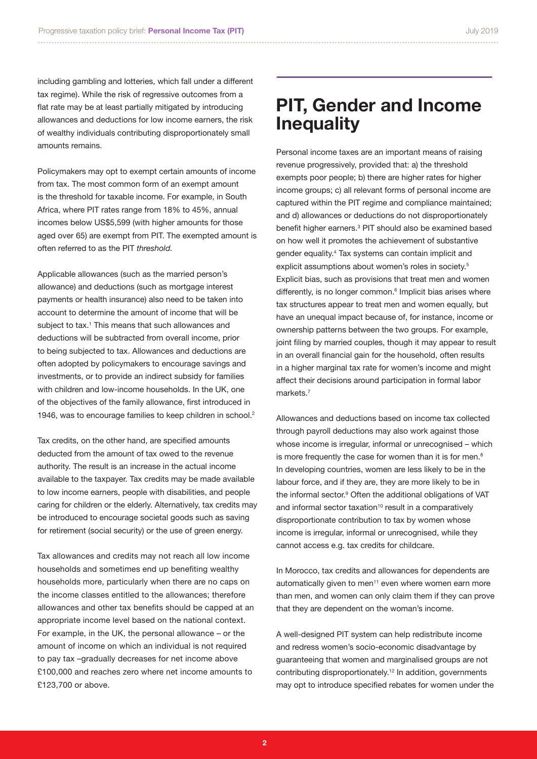including gambling and lotteries, which fall under a different tax regime). While the risk of regressive outcomes from a flat rate may be at least partially mitigated by introducing allowances and deductions for low income earners, the risk of wealthy individuals contributing disproportionately small amounts remains.

Policymakers may opt to exempt certain amounts of income from tax. The most common form of an exempt amount is the threshold for taxable income. For example, in South Africa, where PIT rates range from 18% to 45%, annual incomes below US$5,599 (with higher amounts for those aged over 65) are exempt from PIT. The exempted amount is often referred to as the PIT *threshold.*

Applicable allowances (such as the married person's allowance) and deductions (such as mortgage interest payments or health insurance) also need to be taken into account to determine the amount of income that will be subject to tax.[1] This means that such allowances and deductions will be subtracted from overall income, prior to being subjected to tax. Allowances and deductions are often adopted by policymakers to encourage savings and investments, or to provide an indirect subsidy for families with children and low-income households. In the UK, one of the objectives of the family allowance, first introduced in 1946, was to encourage families to keep children in school.[2]

Tax credits, on the other hand, are specified amounts deducted from the amount of tax owed to the revenue authority. The result is an increase in the actual income available to the taxpayer. Tax credits may be made available to low income earners, people with disabilities, and people caring for children or the elderly. Alternatively, tax credits may be introduced to encourage societal goods such as saving for retirement (social security) or the use of green energy.

Tax allowances and credits may not reach all low income households and sometimes end up benefiting wealthy households more, particularly when there are no caps on the income classes entitled to the allowances; therefore allowances and other tax benefits should be capped at an appropriate income level based on the national context. For example, in the UK, the personal allowance – or the amount of income on which an individual is not required to pay tax –gradually decreases for net income above £100,000 and reaches zero where net income amounts to £123,700 or above.

## PIT, Gender and Income Inequality

Personal income taxes are an important means of raising revenue progressively, provided that: a) the threshold exempts poor people; b) there are higher rates for higher income groups; c) all relevant forms of personal income are captured within the PIT regime and compliance maintained; and d) allowances or deductions do not disproportionately benefit higher earners.[3] PIT should also be examined based on how well it promotes the achievement of substantive gender equality.[4] Tax systems can contain implicit and explicit assumptions about women's roles in society.[5] Explicit bias, such as provisions that treat men and women differently, is no longer common.[6] Implicit bias arises where tax structures appear to treat men and women equally, but have an unequal impact because of, for instance, income or ownership patterns between the two groups. For example, joint filing by married couples, though it may appear to result in an overall financial gain for the household, often results in a higher marginal tax rate for women's income and might affect their decisions around participation in formal labor markets.[7]

Allowances and deductions based on income tax collected through payroll deductions may also work against those whose income is irregular, informal or unrecognised – which is more frequently the case for women than it is for men.[8] In developing countries, women are less likely to be in the labour force, and if they are, they are more likely to be in the informal sector.[9] Often the additional obligations of VAT and informal sector taxation[10] result in a comparatively disproportionate contribution to tax by women whose income is irregular, informal or unrecognised, while they cannot access e.g. tax credits for childcare.

In Morocco, tax credits and allowances for dependents are automatically given to men[11] even where women earn more than men, and women can only claim them if they can prove that they are dependent on the woman's income.

A well-designed PIT system can help redistribute income and redress women's socio-economic disadvantage by guaranteeing that women and marginalised groups are not contributing disproportionately.[12] In addition, governments may opt to introduce specified rebates for women under the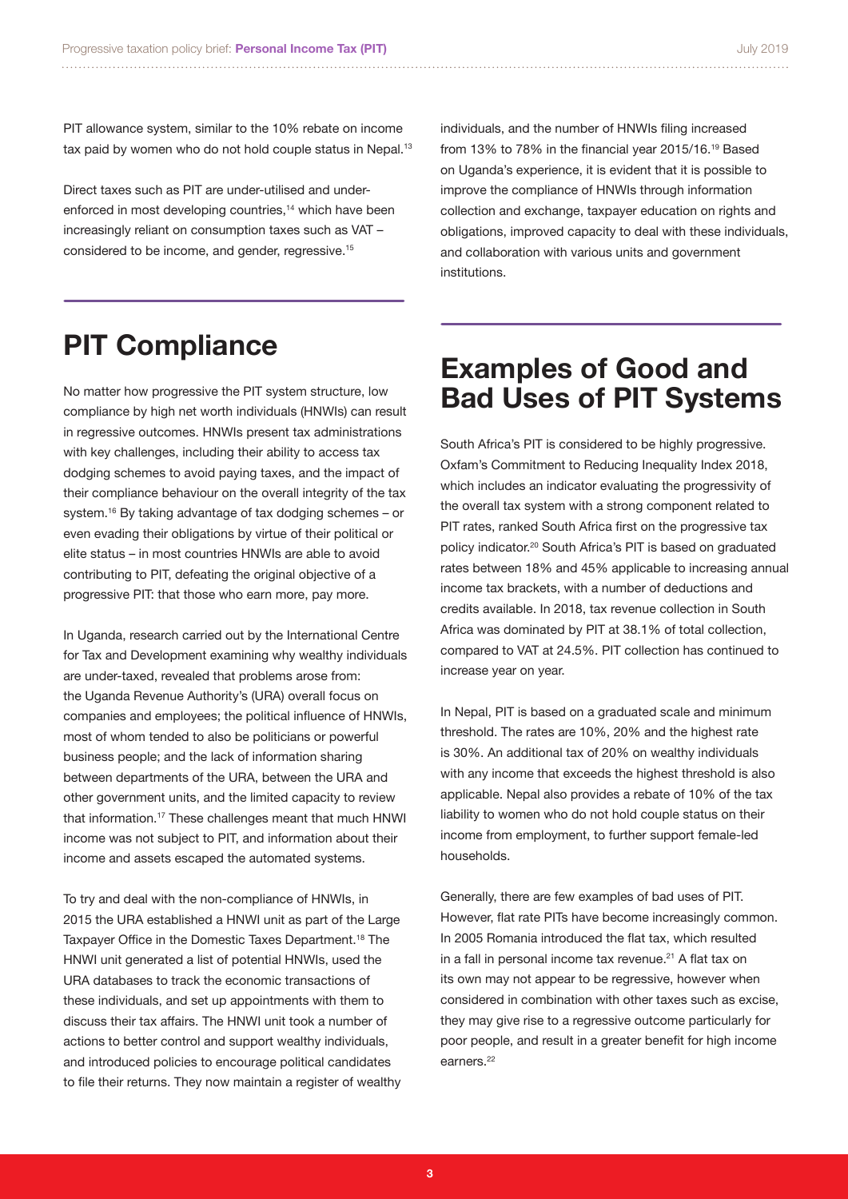PIT allowance system, similar to the 10% rebate on income tax paid by women who do not hold couple status in Nepal.[13]

Direct taxes such as PIT are under-utilised and under-enforced in most developing countries,[14] which have been increasingly reliant on consumption taxes such as VAT – considered to be income, and gender, regressive.[15]

## PIT Compliance

No matter how progressive the PIT system structure, low compliance by high net worth individuals (HNWIs) can result in regressive outcomes. HNWIs present tax administrations with key challenges, including their ability to access tax dodging schemes to avoid paying taxes, and the impact of their compliance behaviour on the overall integrity of the tax system.[16] By taking advantage of tax dodging schemes – or even evading their obligations by virtue of their political or elite status – in most countries HNWIs are able to avoid contributing to PIT, defeating the original objective of a progressive PIT: that those who earn more, pay more.

In Uganda, research carried out by the International Centre for Tax and Development examining why wealthy individuals are under-taxed, revealed that problems arose from: the Uganda Revenue Authority's (URA) overall focus on companies and employees; the political influence of HNWIs, most of whom tended to also be politicians or powerful business people; and the lack of information sharing between departments of the URA, between the URA and other government units, and the limited capacity to review that information.[17] These challenges meant that much HNWI income was not subject to PIT, and information about their income and assets escaped the automated systems.

To try and deal with the non-compliance of HNWIs, in 2015 the URA established a HNWI unit as part of the Large Taxpayer Office in the Domestic Taxes Department.[18] The HNWI unit generated a list of potential HNWIs, used the URA databases to track the economic transactions of these individuals, and set up appointments with them to discuss their tax affairs. The HNWI unit took a number of actions to better control and support wealthy individuals, and introduced policies to encourage political candidates to file their returns. They now maintain a register of wealthy individuals, and the number of HNWIs filing increased from 13% to 78% in the financial year 2015/16.[19] Based on Uganda's experience, it is evident that it is possible to improve the compliance of HNWIs through information collection and exchange, taxpayer education on rights and obligations, improved capacity to deal with these individuals, and collaboration with various units and government institutions.

## Examples of Good and Bad Uses of PIT Systems

South Africa's PIT is considered to be highly progressive. Oxfam's Commitment to Reducing Inequality Index 2018, which includes an indicator evaluating the progressivity of the overall tax system with a strong component related to PIT rates, ranked South Africa first on the progressive tax policy indicator.[20] South Africa's PIT is based on graduated rates between 18% and 45% applicable to increasing annual income tax brackets, with a number of deductions and credits available. In 2018, tax revenue collection in South Africa was dominated by PIT at 38.1% of total collection, compared to VAT at 24.5%. PIT collection has continued to increase year on year.

In Nepal, PIT is based on a graduated scale and minimum threshold. The rates are 10%, 20% and the highest rate is 30%. An additional tax of 20% on wealthy individuals with any income that exceeds the highest threshold is also applicable. Nepal also provides a rebate of 10% of the tax liability to women who do not hold couple status on their income from employment, to further support female-led households.

Generally, there are few examples of bad uses of PIT. However, flat rate PITs have become increasingly common. In 2005 Romania introduced the flat tax, which resulted in a fall in personal income tax revenue.[21] A flat tax on its own may not appear to be regressive, however when considered in combination with other taxes such as excise, they may give rise to a regressive outcome particularly for poor people, and result in a greater benefit for high income earners.[22]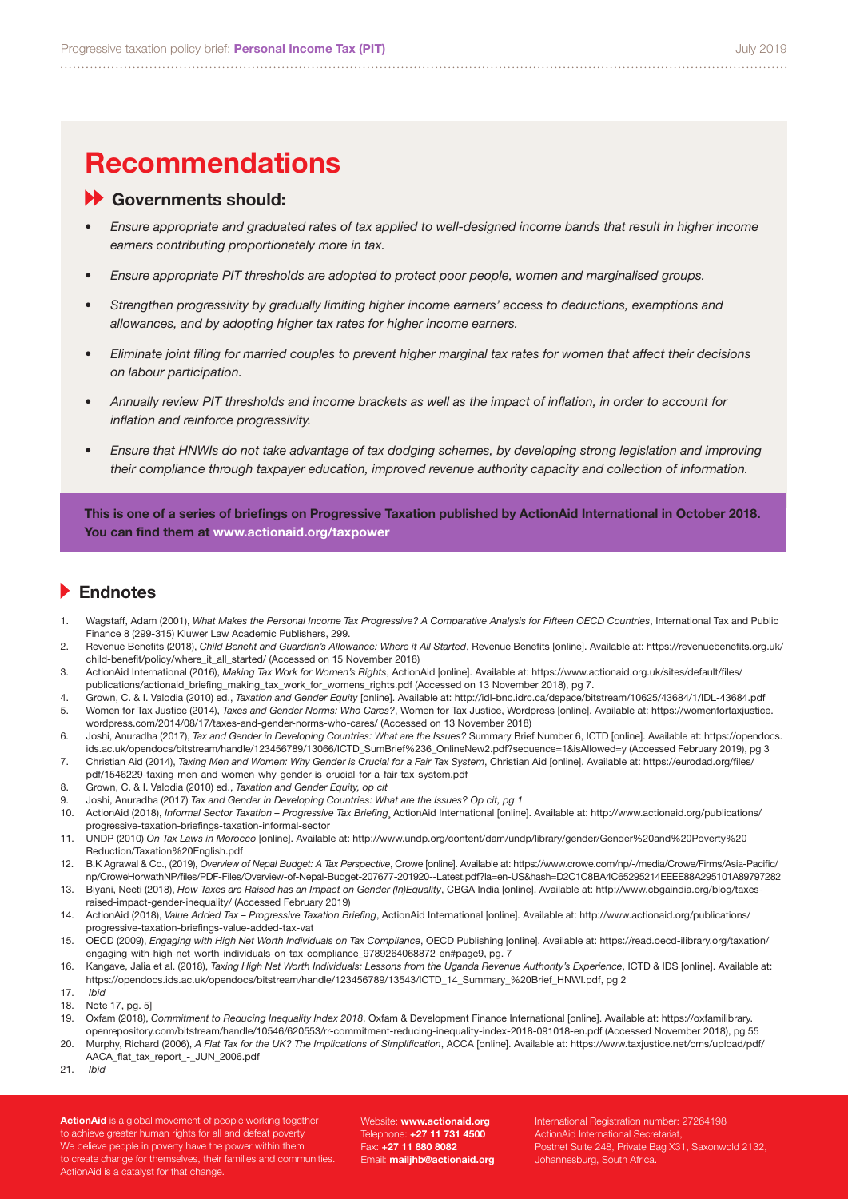# Recommendations

## Governments should:

- *Ensure appropriate and graduated rates of tax applied to well-designed income bands that result in higher income earners contributing proportionately more in tax.*
- *Ensure appropriate PIT thresholds are adopted to protect poor people, women and marginalised groups.*
- *Strengthen progressivity by gradually limiting higher income earners' access to deductions, exemptions and allowances, and by adopting higher tax rates for higher income earners.*
- *Eliminate joint filing for married couples to prevent higher marginal tax rates for women that affect their decisions on labour participation.*
- *Annually review PIT thresholds and income brackets as well as the impact of inflation, in order to account for inflation and reinforce progressivity.*
- *Ensure that HNWIs do not take advantage of tax dodging schemes, by developing strong legislation and improving their compliance through taxpayer education, improved revenue authority capacity and collection of information.*

**This is one of a series of briefings on Progressive Taxation published by ActionAid International in October 2018. You can find them at www.actionaid.org/taxpower**

## Endnotes

1. Wagstaff, Adam (2001), *What Makes the Personal Income Tax Progressive? A Comparative Analysis for Fifteen OECD Countries*, International Tax and Public Finance 8 (299-315) Kluwer Law Academic Publishers, 299.
2. Revenue Benefits (2018), *Child Benefit and Guardian's Allowance: Where it All Started*, Revenue Benefits [online]. Available at: https://revenuebenefits.org.uk/child-benefit/policy/where_it_all_started/ (Accessed on 15 November 2018)
3. ActionAid International (2016), *Making Tax Work for Women's Rights*, ActionAid [online]. Available at: https://www.actionaid.org.uk/sites/default/files/publications/actionaid_briefing_making_tax_work_for_womens_rights.pdf (Accessed on 13 November 2018), pg 7.
4. Grown, C. & I. Valodia (2010) ed., *Taxation and Gender Equity* [online]. Available at: http://idl-bnc.idrc.ca/dspace/bitstream/10625/43684/1/IDL-43684.pdf
5. Women for Tax Justice (2014), *Taxes and Gender Norms: Who Cares?*, Women for Tax Justice, Wordpress [online]. Available at: https://womenfortaxjustice.wordpress.com/2014/08/17/taxes-and-gender-norms-who-cares/ (Accessed on 13 November 2018)
6. Joshi, Anuradha (2017), *Tax and Gender in Developing Countries: What are the Issues?* Summary Brief Number 6, ICTD [online]. Available at: https://opendocs.ids.ac.uk/opendocs/bitstream/handle/123456789/13066/ICTD_SumBrief%236_OnlineNew2.pdf?sequence=1&isAllowed=y (Accessed February 2019), pg 3
7. Christian Aid (2014), *Taxing Men and Women: Why Gender is Crucial for a Fair Tax System*, Christian Aid [online]. Available at: https://eurodad.org/files/pdf/1546229-taxing-men-and-women-why-gender-is-crucial-for-a-fair-tax-system.pdf
8. Grown, C. & I. Valodia (2010) ed., *Taxation and Gender Equity, op cit*
9. Joshi, Anuradha (2017) *Tax and Gender in Developing Countries: What are the Issues? Op cit, pg 1*
10. ActionAid (2018), *Informal Sector Taxation – Progressive Tax Briefing*¸ ActionAid International [online]. Available at: http://www.actionaid.org/publications/progressive-taxation-briefings-taxation-informal-sector
11. UNDP (2010) *On Tax Laws in Morocco* [online]. Available at: http://www.undp.org/content/dam/undp/library/gender/Gender%20and%20Poverty%20Reduction/Taxation%20English.pdf
12. B.K Agrawal & Co., (2019), *Overview of Nepal Budget: A Tax Perspective*, Crowe [online]. Available at: https://www.crowe.com/np/-/media/Crowe/Firms/Asia-Pacific/np/CroweHorwathNP/files/PDF-Files/Overview-of-Nepal-Budget-207677-201920--Latest.pdf?la=en-US&hash=D2C1C8BA4C65295214EEEE88A295101A89797282
13. Biyani, Neeti (2018), *How Taxes are Raised has an Impact on Gender (In)Equality*, CBGA India [online]. Available at: http://www.cbgaindia.org/blog/taxes-raised-impact-gender-inequality/ (Accessed February 2019)
14. ActionAid (2018), *Value Added Tax – Progressive Taxation Briefing*, ActionAid International [online]. Available at: http://www.actionaid.org/publications/progressive-taxation-briefings-value-added-tax-vat
15. OECD (2009), *Engaging with High Net Worth Individuals on Tax Compliance*, OECD Publishing [online]. Available at: https://read.oecd-ilibrary.org/taxation/engaging-with-high-net-worth-individuals-on-tax-compliance_9789264068872-en#page9, pg. 7
16. Kangave, Jalia et al. (2018), *Taxing High Net Worth Individuals: Lessons from the Uganda Revenue Authority's Experience*, ICTD & IDS [online]. Available at: https://opendocs.ids.ac.uk/opendocs/bitstream/handle/123456789/13543/ICTD_14_Summary_%20Brief_HNWI.pdf, pg 2
17. *Ibid*
18. Note 17, pg. 5]
19. Oxfam (2018), *Commitment to Reducing Inequality Index 2018*, Oxfam & Development Finance International [online]. Available at: https://oxfamilibrary.openrepository.com/bitstream/handle/10546/620553/rr-commitment-reducing-inequality-index-2018-091018-en.pdf (Accessed November 2018), pg 55
20. Murphy, Richard (2006), *A Flat Tax for the UK? The Implications of Simplification*, ACCA [online]. Available at: https://www.taxjustice.net/cms/upload/pdf/AACA_flat_tax_report_-_JUN_2006.pdf
21. *Ibid*

**ActionAid** is a global movement of people working together to achieve greater human rights for all and defeat poverty. We believe people in poverty have the power within them to create change for themselves, their families and communities. ActionAid is a catalyst for that change.

Website: **www.actionaid.org**
Telephone: **+27 11 731 4500**
Fax: **+27 11 880 8082**
Email: **mailjhb@actionaid.org**

International Registration number: 27264198
ActionAid International Secretariat,
Postnet Suite 248, Private Bag X31, Saxonwold 2132,
Johannesburg, South Africa.